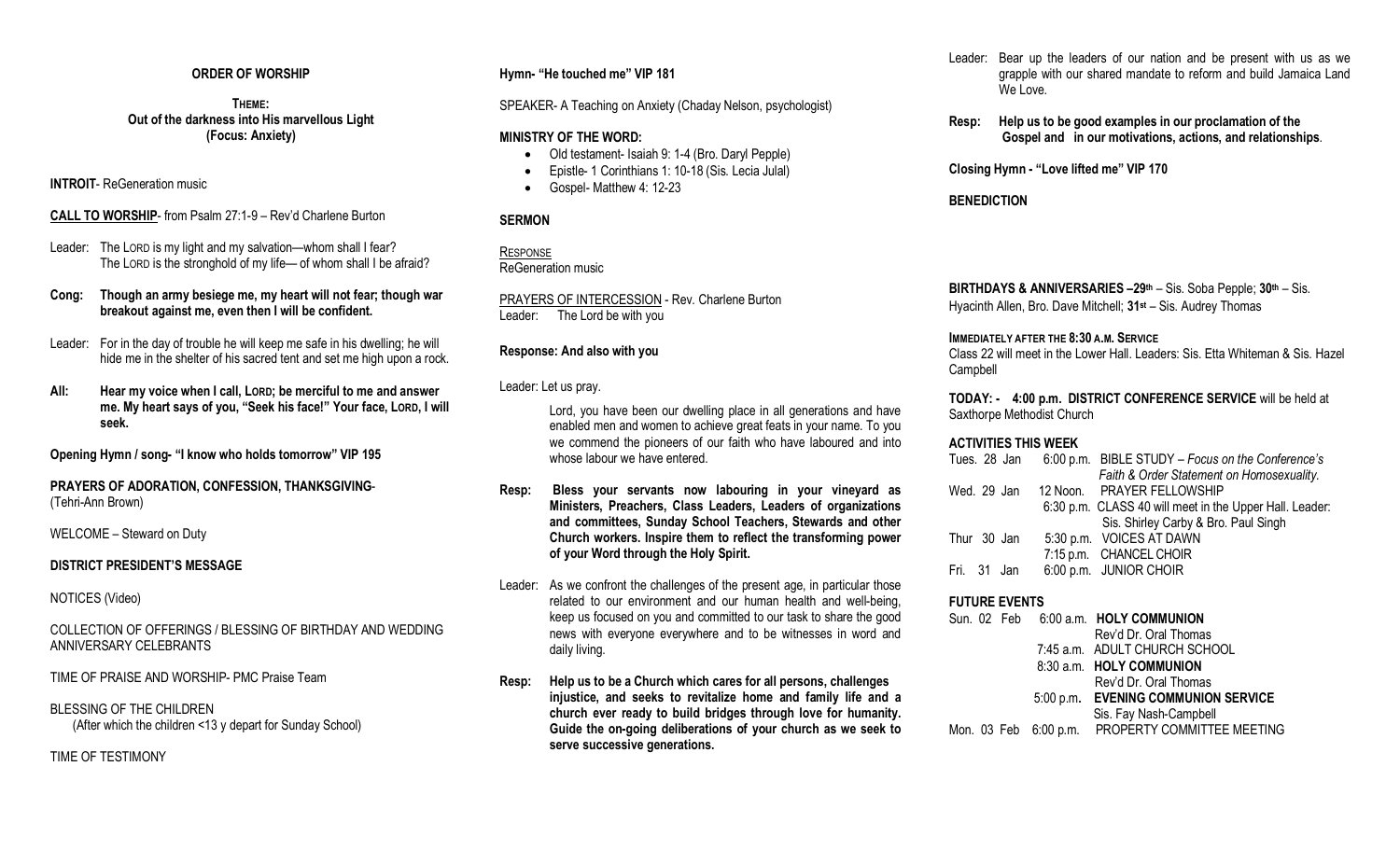## ORDER OF WORSHIP

**THEME:**
**Out of the darkness into His marvellous Light**
**(Focus: Anxiety)**

**INTROIT**- ReGeneration music

**CALL TO WORSHIP**- from Psalm 27:1-9 – Rev'd Charlene Burton

Leader: The LORD is my light and my salvation—whom shall I fear? The LORD is the stronghold of my life— of whom shall I be afraid?

**Cong: Though an army besiege me, my heart will not fear; though war breakout against me, even then I will be confident.**

Leader: For in the day of trouble he will keep me safe in his dwelling; he will hide me in the shelter of his sacred tent and set me high upon a rock.

**All: Hear my voice when I call, LORD; be merciful to me and answer me. My heart says of you, "Seek his face!" Your face, LORD, I will seek.**

**Opening Hymn / song- "I know who holds tomorrow" VIP 195**

**PRAYERS OF ADORATION, CONFESSION, THANKSGIVING**-
(Tehri-Ann Brown)

WELCOME – Steward on Duty

**DISTRICT PRESIDENT'S MESSAGE**

NOTICES (Video)

COLLECTION OF OFFERINGS / BLESSING OF BIRTHDAY AND WEDDING ANNIVERSARY CELEBRANTS

TIME OF PRAISE AND WORSHIP- PMC Praise Team

BLESSING OF THE CHILDREN
(After which the children <13 y depart for Sunday School)

TIME OF TESTIMONY

**Hymn- "He touched me" VIP 181**

SPEAKER- A Teaching on Anxiety (Chaday Nelson, psychologist)

**MINISTRY OF THE WORD:**

- Old testament- Isaiah 9: 1-4 (Bro. Daryl Pepple)
- Epistle- 1 Corinthians 1: 10-18 (Sis. Lecia Julal)
- Gospel- Matthew 4: 12-23

**SERMON**

RESPONSE
ReGeneration music

PRAYERS OF INTERCESSION - Rev. Charlene Burton
Leader: The Lord be with you

**Response: And also with you**

Leader: Let us pray.

Lord, you have been our dwelling place in all generations and have enabled men and women to achieve great feats in your name. To you we commend the pioneers of our faith who have laboured and into whose labour we have entered.

**Resp: Bless your servants now labouring in your vineyard as Ministers, Preachers, Class Leaders, Leaders of organizations and committees, Sunday School Teachers, Stewards and other Church workers. Inspire them to reflect the transforming power of your Word through the Holy Spirit.**

Leader: As we confront the challenges of the present age, in particular those related to our environment and our human health and well-being, keep us focused on you and committed to our task to share the good news with everyone everywhere and to be witnesses in word and daily living.

**Resp: Help us to be a Church which cares for all persons, challenges injustice, and seeks to revitalize home and family life and a church ever ready to build bridges through love for humanity. Guide the on-going deliberations of your church as we seek to serve successive generations.**

Leader: Bear up the leaders of our nation and be present with us as we grapple with our shared mandate to reform and build Jamaica Land We Love.

**Resp: Help us to be good examples in our proclamation of the Gospel and in our motivations, actions, and relationships**.

**Closing Hymn - "Love lifted me" VIP 170**

**BENEDICTION**

**BIRTHDAYS & ANNIVERSARIES –29th** – Sis. Soba Pepple; **30th** – Sis. Hyacinth Allen, Bro. Dave Mitchell; **31st** – Sis. Audrey Thomas

**IMMEDIATELY AFTER THE 8:30 A.M. SERVICE**
Class 22 will meet in the Lower Hall. Leaders: Sis. Etta Whiteman & Sis. Hazel Campbell

**TODAY: - 4:00 p.m. DISTRICT CONFERENCE SERVICE** will be held at Saxthorpe Methodist Church

**ACTIVITIES THIS WEEK**

| | | |
|---|---|---|
| Tues. 28 Jan | 6:00 p.m. | BIBLE STUDY – *Focus on the Conference's Faith & Order Statement on Homosexuality.* |
| Wed. 29 Jan | 12 Noon. | PRAYER FELLOWSHIP |
| | 6:30 p.m. | CLASS 40 will meet in the Upper Hall. Leader: Sis. Shirley Carby & Bro. Paul Singh |
| Thur 30 Jan | 5:30 p.m. | VOICES AT DAWN |
| | 7:15 p.m. | CHANCEL CHOIR |
| Fri. 31 Jan | 6:00 p.m. | JUNIOR CHOIR |

**FUTURE EVENTS**

| | | |
|---|---|---|
| Sun. 02 Feb | 6:00 a.m. | **HOLY COMMUNION** Rev'd Dr. Oral Thomas |
| | 7:45 a.m. | ADULT CHURCH SCHOOL |
| | 8:30 a.m. | **HOLY COMMUNION** Rev'd Dr. Oral Thomas |
| | 5:00 p.m. | **EVENING COMMUNION SERVICE** Sis. Fay Nash-Campbell |
| Mon. 03 Feb | 6:00 p.m. | PROPERTY COMMITTEE MEETING |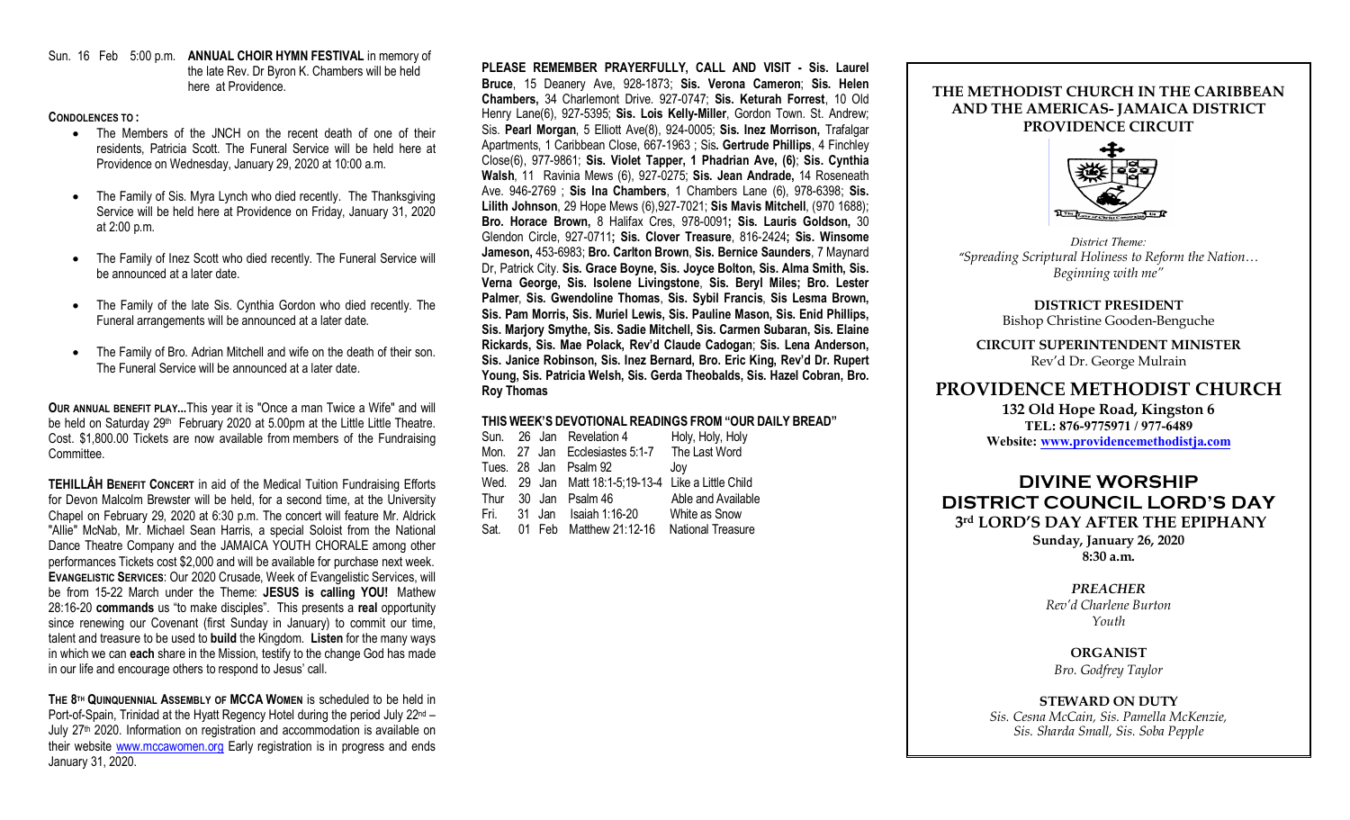Sun. 16 Feb 5:00 p.m. **ANNUAL CHOIR HYMN FESTIVAL** in memory of the late Rev. Dr Byron K. Chambers will be held here at Providence.

**CONDOLENCES TO :**

- The Members of the JNCH on the recent death of one of their residents, Patricia Scott. The Funeral Service will be held here at Providence on Wednesday, January 29, 2020 at 10:00 a.m.
- The Family of Sis. Myra Lynch who died recently. The Thanksgiving Service will be held here at Providence on Friday, January 31, 2020 at 2:00 p.m.
- The Family of Inez Scott who died recently. The Funeral Service will be announced at a later date.
- The Family of the late Sis. Cynthia Gordon who died recently. The Funeral arrangements will be announced at a later date.
- The Family of Bro. Adrian Mitchell and wife on the death of their son. The Funeral Service will be announced at a later date.

**OUR ANNUAL BENEFIT PLAY...** This year it is "Once a man Twice a Wife" and will be held on Saturday 29th February 2020 at 5.00pm at the Little Little Theatre. Cost. $1,800.00 Tickets are now available from members of the Fundraising Committee.

**TEHILLÂH BENEFIT CONCERT** in aid of the Medical Tuition Fundraising Efforts for Devon Malcolm Brewster will be held, for a second time, at the University Chapel on February 29, 2020 at 6:30 p.m. The concert will feature Mr. Aldrick "Allie" McNab, Mr. Michael Sean Harris, a special Soloist from the National Dance Theatre Company and the JAMAICA YOUTH CHORALE among other performances Tickets cost $2,000 and will be available for purchase next week.
**EVANGELISTIC SERVICES**: Our 2020 Crusade, Week of Evangelistic Services, will be from 15-22 March under the Theme: **JESUS is calling YOU!** Mathew 28:16-20 **commands** us "to make disciples". This presents a **real** opportunity since renewing our Covenant (first Sunday in January) to commit our time, talent and treasure to be used to **build** the Kingdom. **Listen** for the many ways in which we can **each** share in the Mission, testify to the change God has made in our life and encourage others to respond to Jesus' call.

**THE 8TH QUINQUENNIAL ASSEMBLY OF MCCA WOMEN** is scheduled to be held in Port-of-Spain, Trinidad at the Hyatt Regency Hotel during the period July 22nd – July 27th 2020. Information on registration and accommodation is available on their website www.mccawomen.org Early registration is in progress and ends January 31, 2020.

**PLEASE REMEMBER PRAYERFULLY, CALL AND VISIT - Sis. Laurel Bruce**, 15 Deanery Ave, 928-1873; **Sis. Verona Cameron**; **Sis. Helen Chambers,** 34 Charlemont Drive. 927-0747; **Sis. Keturah Forrest**, 10 Old Henry Lane(6), 927-5395; **Sis. Lois Kelly-Miller**, Gordon Town. St. Andrew; Sis. **Pearl Morgan**, 5 Elliott Ave(8), 924-0005; **Sis. Inez Morrison,** Trafalgar Apartments, 1 Caribbean Close, 667-1963 ; Sis**. Gertrude Phillips**, 4 Finchley Close(6), 977-9861; **Sis. Violet Tapper, 1 Phadrian Ave, (6)**; **Sis. Cynthia Walsh**, 11 Ravinia Mews (6), 927-0275; **Sis. Jean Andrade,** 14 Roseneath Ave. 946-2769 ; **Sis Ina Chambers**, 1 Chambers Lane (6), 978-6398; **Sis. Lilith Johnson**, 29 Hope Mews (6),927-7021; **Sis Mavis Mitchell**, (970 1688); **Bro. Horace Brown,** 8 Halifax Cres, 978-0091**; Sis. Lauris Goldson,** 30 Glendon Circle, 927-0711**; Sis. Clover Treasure**, 816-2424**; Sis. Winsome Jameson,** 453-6983; **Bro. Carlton Brown**, **Sis. Bernice Saunders**, 7 Maynard Dr, Patrick City. **Sis. Grace Boyne, Sis. Joyce Bolton, Sis. Alma Smith, Sis. Verna George, Sis. Isolene Livingstone**, **Sis. Beryl Miles; Bro. Lester Palmer**, **Sis. Gwendoline Thomas**, **Sis. Sybil Francis**, **Sis Lesma Brown, Sis. Pam Morris, Sis. Muriel Lewis, Sis. Pauline Mason, Sis. Enid Phillips, Sis. Marjory Smythe, Sis. Sadie Mitchell, Sis. Carmen Subaran, Sis. Elaine Rickards, Sis. Mae Polack, Rev'd Claude Cadogan**; **Sis. Lena Anderson, Sis. Janice Robinson, Sis. Inez Bernard, Bro. Eric King, Rev'd Dr. Rupert Young, Sis. Patricia Welsh, Sis. Gerda Theobalds, Sis. Hazel Cobran, Bro. Roy Thomas**

**THIS WEEK'S DEVOTIONAL READINGS FROM "OUR DAILY BREAD"**

| | | | |
|---|---|---|---|
| Sun. | 26 Jan | Revelation 4 | Holy, Holy, Holy |
| Mon. | 27 Jan | Ecclesiastes 5:1-7 | The Last Word |
| Tues. | 28 Jan | Psalm 92 | Joy |
| Wed. | 29 Jan | Matt 18:1-5;19:13-4 | Like a Little Child |
| Thur | 30 Jan | Psalm 46 | Able and Available |
| Fri. | 31 Jan | Isaiah 1:16-20 | White as Snow |
| Sat. | 01 Feb | Matthew 21:12-16 | National Treasure |

**THE METHODIST CHURCH IN THE CARIBBEAN AND THE AMERICAS- JAMAICA DISTRICT PROVIDENCE CIRCUIT**

*District Theme:*
*"Spreading Scriptural Holiness to Reform the Nation… Beginning with me"*

**DISTRICT PRESIDENT**
Bishop Christine Gooden-Benguche

**CIRCUIT SUPERINTENDENT MINISTER**
Rev'd Dr. George Mulrain

# PROVIDENCE METHODIST CHURCH

**132 Old Hope Road, Kingston 6**
**TEL: 876-9775971 / 977-6489**
**Website: www.providencemethodistja.com**

# DIVINE WORSHIP
## DISTRICT COUNCIL LORD'S DAY
### 3rd LORD'S DAY AFTER THE EPIPHANY

**Sunday, January 26, 2020**
**8:30 a.m.**

***PREACHER***
*Rev'd Charlene Burton*
*Youth*

**ORGANIST**
*Bro. Godfrey Taylor*

**STEWARD ON DUTY**
*Sis. Cesna McCain, Sis. Pamella McKenzie, Sis. Sharda Small, Sis. Soba Pepple*